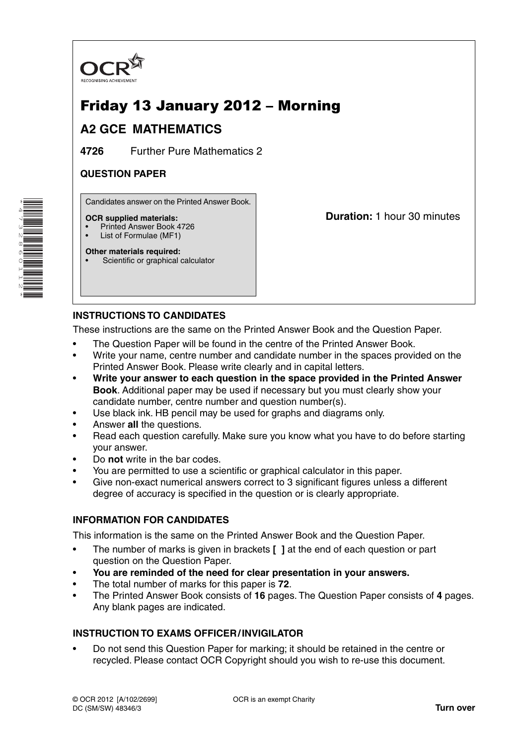OCR
RECOGNISING ACHIEVEMENT

# Friday 13 January 2012 – Morning

## A2 GCE MATHEMATICS

**4726** Further Pure Mathematics 2

**QUESTION PAPER**

Candidates answer on the Printed Answer Book.

**OCR supplied materials:**
- Printed Answer Book 4726
- List of Formulae (MF1)

**Other materials required:**
- Scientific or graphical calculator

**Duration:** 1 hour 30 minutes

### INSTRUCTIONS TO CANDIDATES

These instructions are the same on the Printed Answer Book and the Question Paper.

- The Question Paper will be found in the centre of the Printed Answer Book.
- Write your name, centre number and candidate number in the spaces provided on the Printed Answer Book. Please write clearly and in capital letters.
- **Write your answer to each question in the space provided in the Printed Answer Book**. Additional paper may be used if necessary but you must clearly show your candidate number, centre number and question number(s).
- Use black ink. HB pencil may be used for graphs and diagrams only.
- Answer **all** the questions.
- Read each question carefully. Make sure you know what you have to do before starting your answer.
- Do **not** write in the bar codes.
- You are permitted to use a scientific or graphical calculator in this paper.
- Give non-exact numerical answers correct to 3 significant figures unless a different degree of accuracy is specified in the question or is clearly appropriate.

### INFORMATION FOR CANDIDATES

This information is the same on the Printed Answer Book and the Question Paper.

- The number of marks is given in brackets **[ ]** at the end of each question or part question on the Question Paper.
- **You are reminded of the need for clear presentation in your answers.**
- The total number of marks for this paper is **72**.
- The Printed Answer Book consists of **16** pages. The Question Paper consists of **4** pages. Any blank pages are indicated.

### INSTRUCTION TO EXAMS OFFICER / INVIGILATOR

- Do not send this Question Paper for marking; it should be retained in the centre or recycled. Please contact OCR Copyright should you wish to re-use this document.

© OCR 2012 [A/102/2699]
DC (SM/SW) 48346/3

OCR is an exempt Charity

**Turn over**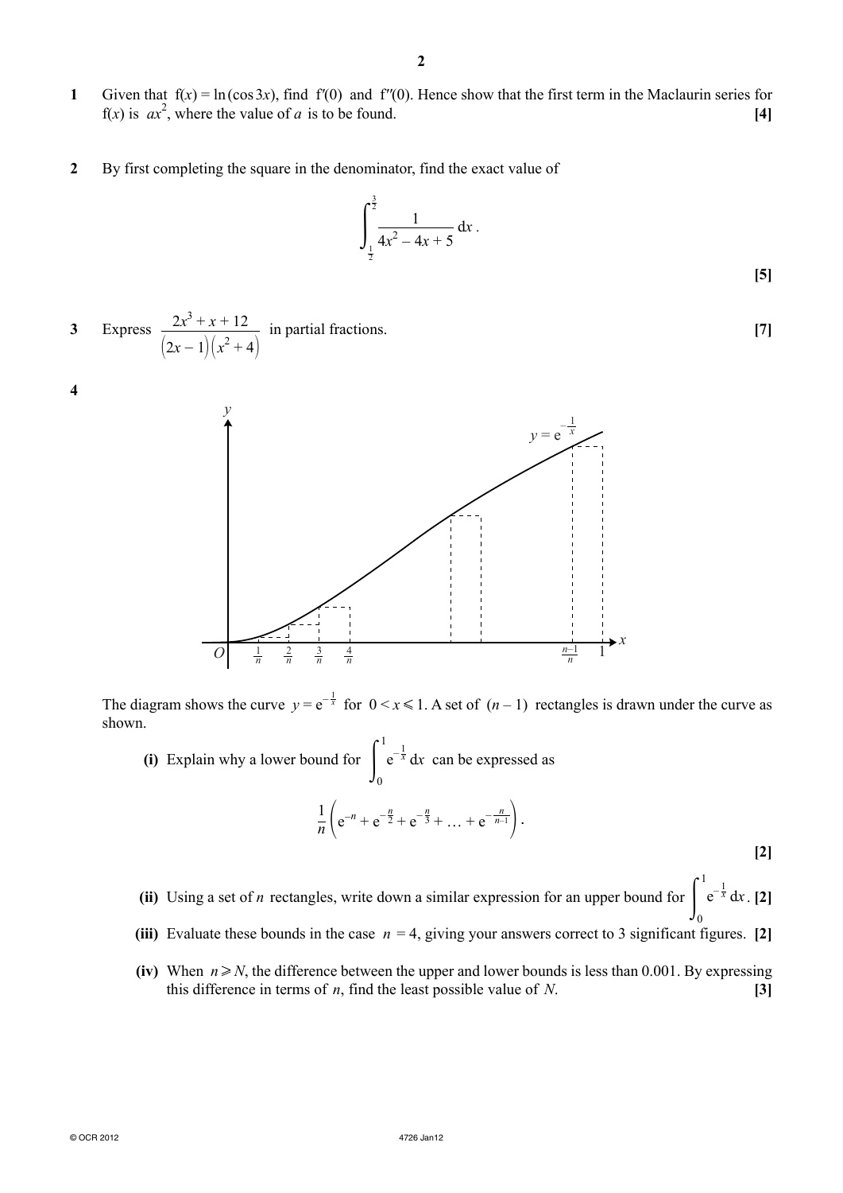**1** Given that $f(x) = \ln(\cos 3x)$, find $f'(0)$ and $f''(0)$. Hence show that the first term in the Maclaurin series for $f(x)$ is $ax^2$, where the value of $a$ is to be found. **[4]**

**2** By first completing the square in the denominator, find the exact value of

$$\int_{\frac{1}{2}}^{\frac{3}{2}} \frac{1}{4x^2 - 4x + 5} \, dx .$$

**[5]**

**3** Express $\dfrac{2x^3 + x + 12}{(2x-1)(x^2+4)}$ in partial fractions. **[7]**

**4**

The diagram shows the curve $y = e^{-\frac{1}{x}}$ for $0 < x \leqslant 1$. A set of $(n-1)$ rectangles is drawn under the curve as shown.

**(i)** Explain why a lower bound for $\displaystyle\int_0^1 e^{-\frac{1}{x}} \, dx$ can be expressed as

$$\frac{1}{n}\left(e^{-n} + e^{-\frac{n}{2}} + e^{-\frac{n}{3}} + \ldots + e^{-\frac{n}{n-1}}\right).$$

**[2]**

**(ii)** Using a set of $n$ rectangles, write down a similar expression for an upper bound for $\displaystyle\int_0^1 e^{-\frac{1}{x}} \, dx$. **[2]**

**(iii)** Evaluate these bounds in the case $n = 4$, giving your answers correct to 3 significant figures. **[2]**

**(iv)** When $n \geqslant N$, the difference between the upper and lower bounds is less than 0.001. By expressing this difference in terms of $n$, find the least possible value of $N$. **[3]**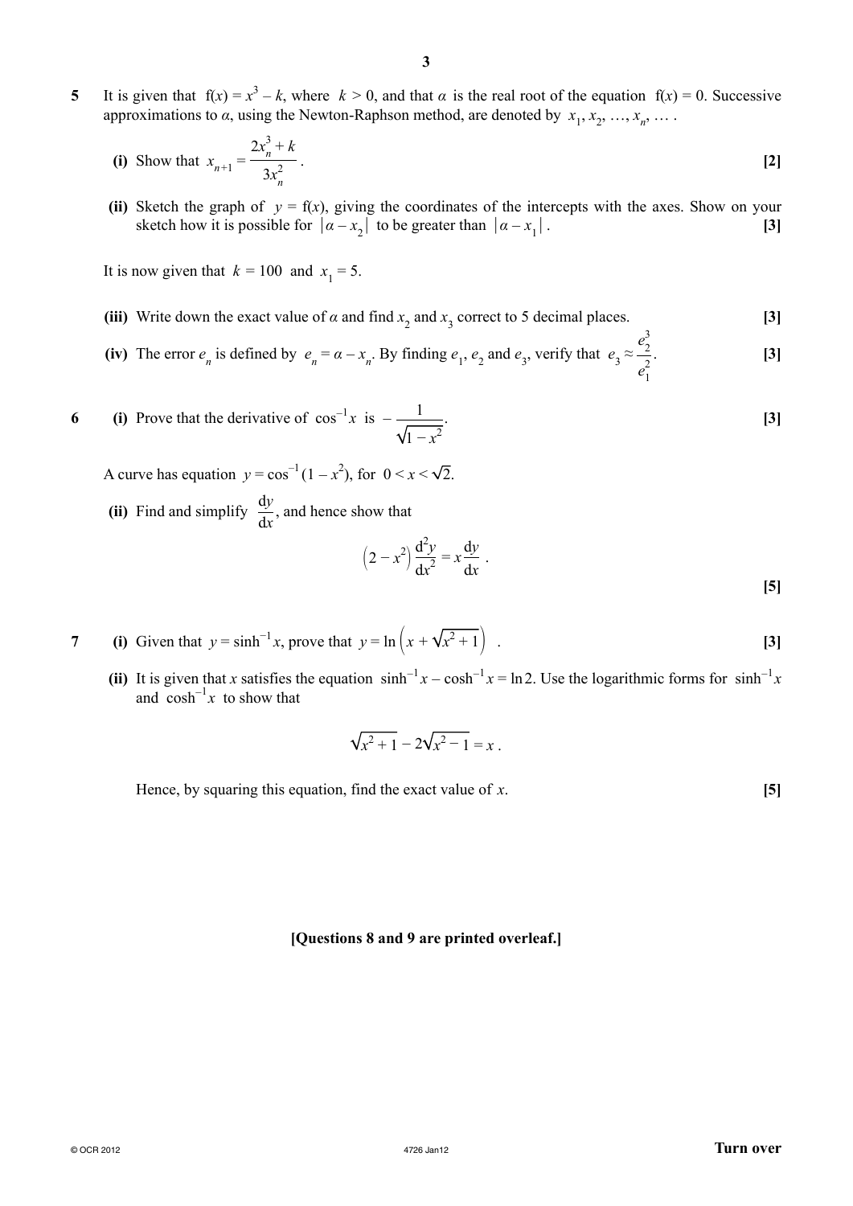**5** It is given that $f(x) = x^3 - k$, where $k > 0$, and that $\alpha$ is the real root of the equation $f(x) = 0$. Successive approximations to $\alpha$, using the Newton-Raphson method, are denoted by $x_1, x_2, \ldots, x_n, \ldots$.

**(i)** Show that $x_{n+1} = \dfrac{2x_n^3 + k}{3x_n^2}$. **[2]**

**(ii)** Sketch the graph of $y = f(x)$, giving the coordinates of the intercepts with the axes. Show on your sketch how it is possible for $|\alpha - x_2|$ to be greater than $|\alpha - x_1|$. **[3]**

It is now given that $k = 100$ and $x_1 = 5$.

**(iii)** Write down the exact value of $\alpha$ and find $x_2$ and $x_3$ correct to 5 decimal places. **[3]**

**(iv)** The error $e_n$ is defined by $e_n = \alpha - x_n$. By finding $e_1$, $e_2$ and $e_3$, verify that $e_3 \approx \dfrac{e_2^3}{e_1^2}$. **[3]**

**6** **(i)** Prove that the derivative of $\cos^{-1} x$ is $-\dfrac{1}{\sqrt{1 - x^2}}$. **[3]**

A curve has equation $y = \cos^{-1}(1 - x^2)$, for $0 < x < \sqrt{2}$.

**(ii)** Find and simplify $\dfrac{dy}{dx}$, and hence show that

$$\left(2 - x^2\right)\frac{d^2y}{dx^2} = x\frac{dy}{dx}.$$

**[5]**

**7** **(i)** Given that $y = \sinh^{-1} x$, prove that $y = \ln\left(x + \sqrt{x^2 + 1}\right)$. **[3]**

**(ii)** It is given that $x$ satisfies the equation $\sinh^{-1} x - \cosh^{-1} x = \ln 2$. Use the logarithmic forms for $\sinh^{-1} x$ and $\cosh^{-1} x$ to show that

$$\sqrt{x^2 + 1} - 2\sqrt{x^2 - 1} = x.$$

Hence, by squaring this equation, find the exact value of $x$. **[5]**

**[Questions 8 and 9 are printed overleaf.]**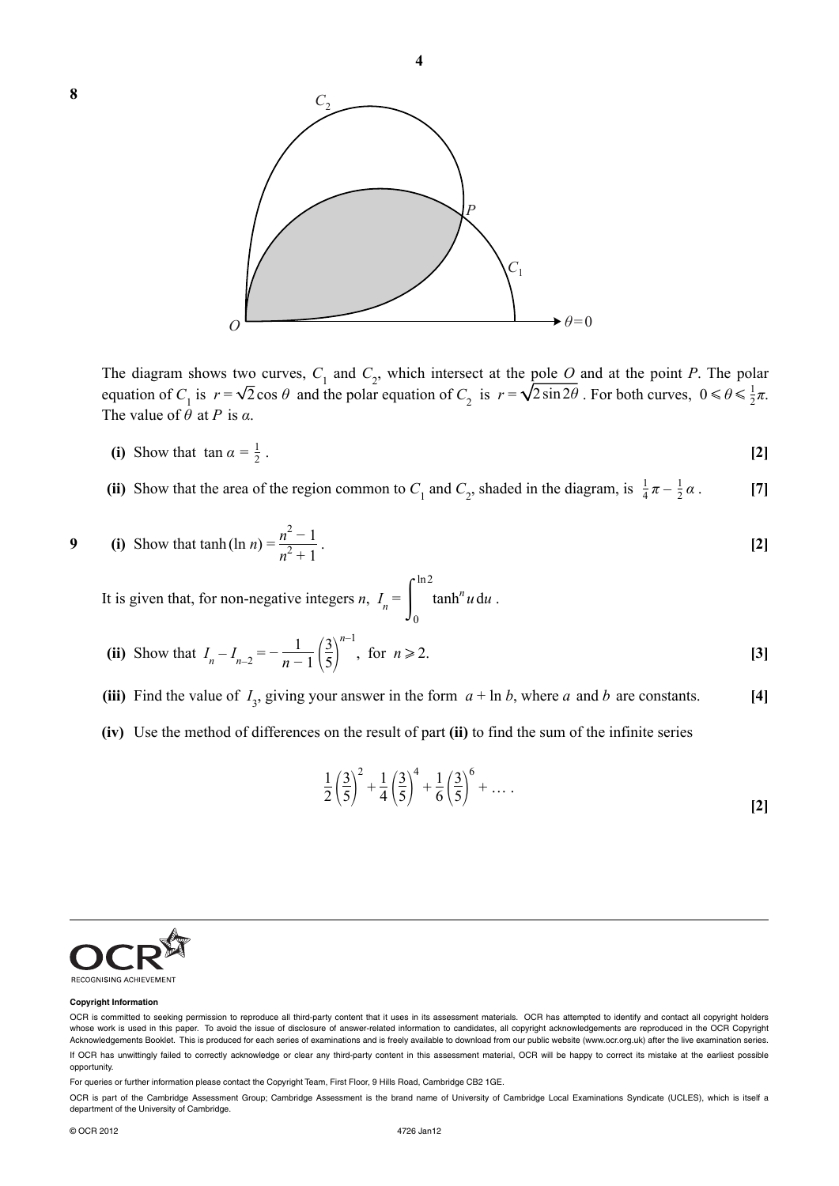**8**

$C_2$

$P$

$C_1$

$O$

$\theta = 0$

The diagram shows two curves, $C_1$ and $C_2$, which intersect at the pole $O$ and at the point $P$. The polar equation of $C_1$ is $r = \sqrt{2}\cos\theta$ and the polar equation of $C_2$ is $r = \sqrt{2\sin 2\theta}$. For both curves, $0 \leqslant \theta \leqslant \frac{1}{2}\pi$. The value of $\theta$ at $P$ is $\alpha$.

**(i)** Show that $\tan\alpha = \frac{1}{2}$. **[2]**

**(ii)** Show that the area of the region common to $C_1$ and $C_2$, shaded in the diagram, is $\frac{1}{4}\pi - \frac{1}{2}\alpha$. **[7]**

**9** **(i)** Show that $\tanh(\ln n) = \dfrac{n^2 - 1}{n^2 + 1}$. **[2]**

It is given that, for non-negative integers $n$, $I_n = \displaystyle\int_0^{\ln 2} \tanh^n u \,\mathrm{d}u$.

**(ii)** Show that $I_n - I_{n-2} = -\dfrac{1}{n-1}\left(\dfrac{3}{5}\right)^{n-1}$, for $n \geqslant 2$. **[3]**

**(iii)** Find the value of $I_3$, giving your answer in the form $a + \ln b$, where $a$ and $b$ are constants. **[4]**

**(iv)** Use the method of differences on the result of part **(ii)** to find the sum of the infinite series

$$\frac{1}{2}\left(\frac{3}{5}\right)^2 + \frac{1}{4}\left(\frac{3}{5}\right)^4 + \frac{1}{6}\left(\frac{3}{5}\right)^6 + \ldots .$$

**[2]**

**Copyright Information**

OCR is committed to seeking permission to reproduce all third-party content that it uses in its assessment materials. OCR has attempted to identify and contact all copyright holders whose work is used in this paper. To avoid the issue of disclosure of answer-related information to candidates, all copyright acknowledgements are reproduced in the OCR Copyright Acknowledgements Booklet. This is produced for each series of examinations and is freely available to download from our public website (www.ocr.org.uk) after the live examination series.

If OCR has unwittingly failed to correctly acknowledge or clear any third-party content in this assessment material, OCR will be happy to correct its mistake at the earliest possible opportunity.

For queries or further information please contact the Copyright Team, First Floor, 9 Hills Road, Cambridge CB2 1GE.

OCR is part of the Cambridge Assessment Group; Cambridge Assessment is the brand name of University of Cambridge Local Examinations Syndicate (UCLES), which is itself a department of the University of Cambridge.

© OCR 2012 4726 Jan12